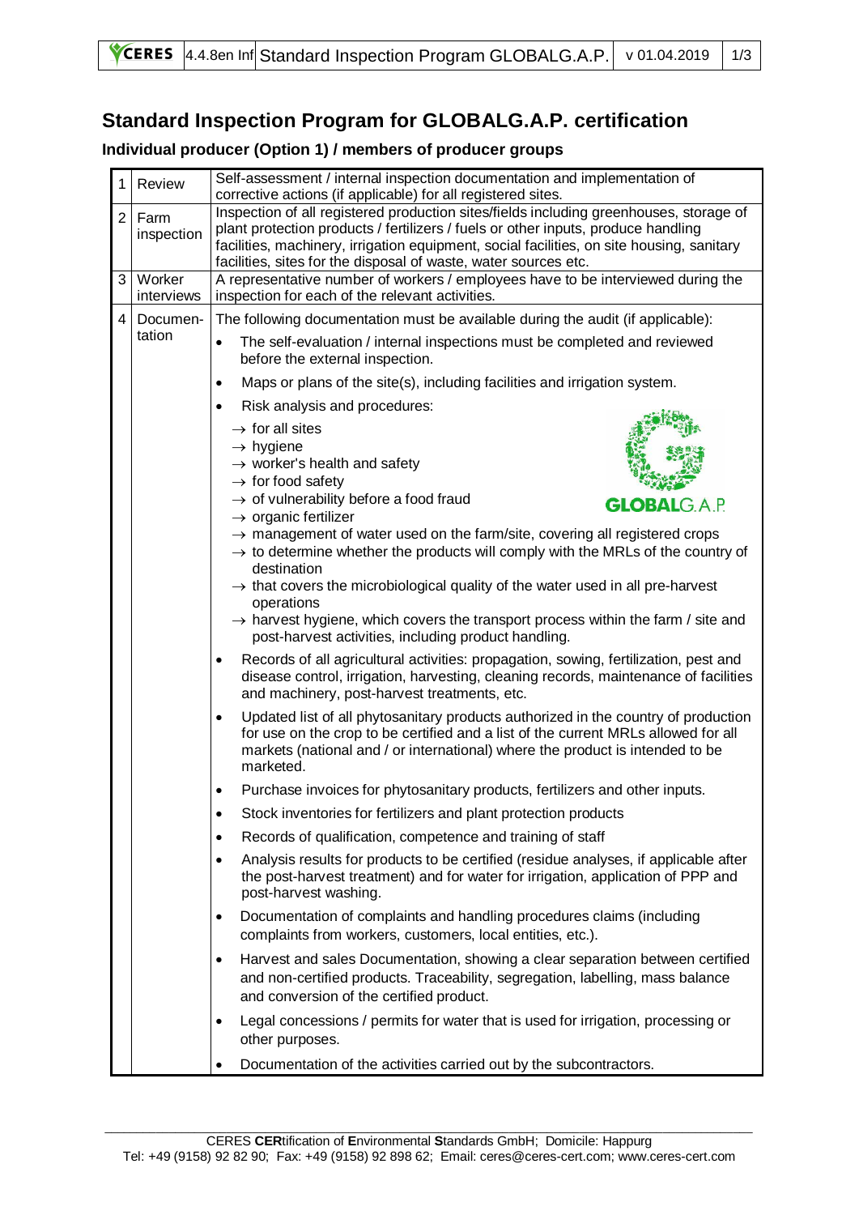# Standard Inspection Program for GLOBALG.A.P. certification

## Individual producer (Option 1) / members of producer groups

| | | |
|---|---|---|
| 1 | Review | Self-assessment / internal inspection documentation and implementation of corrective actions (if applicable) for all registered sites. |
| 2 | Farm inspection | Inspection of all registered production sites/fields including greenhouses, storage of plant protection products / fertilizers / fuels or other inputs, produce handling facilities, machinery, irrigation equipment, social facilities, on site housing, sanitary facilities, sites for the disposal of waste, water sources etc. |
| 3 | Worker interviews | A representative number of workers / employees have to be interviewed during the inspection for each of the relevant activities. |
| 4 | Documentation | The following documentation must be available during the audit (if applicable):<br>• The self-evaluation / internal inspections must be completed and reviewed before the external inspection.<br>• Maps or plans of the site(s), including facilities and irrigation system.<br>• Risk analysis and procedures:<br>→ for all sites<br>→ hygiene<br>→ worker's health and safety<br>→ for food safety<br>→ of vulnerability before a food fraud<br>→ organic fertilizer<br>→ management of water used on the farm/site, covering all registered crops<br>→ to determine whether the products will comply with the MRLs of the country of destination<br>→ that covers the microbiological quality of the water used in all pre-harvest operations<br>→ harvest hygiene, which covers the transport process within the farm / site and post-harvest activities, including product handling.<br>• Records of all agricultural activities: propagation, sowing, fertilization, pest and disease control, irrigation, harvesting, cleaning records, maintenance of facilities and machinery, post-harvest treatments, etc.<br>• Updated list of all phytosanitary products authorized in the country of production for use on the crop to be certified and a list of the current MRLs allowed for all markets (national and / or international) where the product is intended to be marketed.<br>• Purchase invoices for phytosanitary products, fertilizers and other inputs.<br>• Stock inventories for fertilizers and plant protection products<br>• Records of qualification, competence and training of staff<br>• Analysis results for products to be certified (residue analyses, if applicable after the post-harvest treatment) and for water for irrigation, application of PPP and post-harvest washing.<br>• Documentation of complaints and handling procedures claims (including complaints from workers, customers, local entities, etc.).<br>• Harvest and sales Documentation, showing a clear separation between certified and non-certified products. Traceability, segregation, labelling, mass balance and conversion of the certified product.<br>• Legal concessions / permits for water that is used for irrigation, processing or other purposes.<br>• Documentation of the activities carried out by the subcontractors. |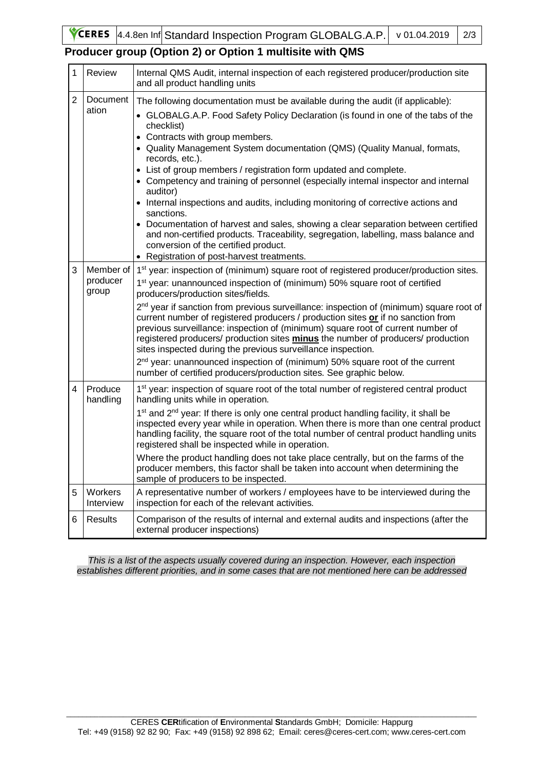## Producer group (Option 2) or Option 1 multisite with QMS

| | | |
|---|---|---|
| 1 | Review | Internal QMS Audit, internal inspection of each registered producer/production site and all product handling units |
| 2 | Documentation | The following documentation must be available during the audit (if applicable):<br>• GLOBALG.A.P. Food Safety Policy Declaration (is found in one of the tabs of the checklist)<br>• Contracts with group members.<br>• Quality Management System documentation (QMS) (Quality Manual, formats, records, etc.).<br>• List of group members / registration form updated and complete.<br>• Competency and training of personnel (especially internal inspector and internal auditor)<br>• Internal inspections and audits, including monitoring of corrective actions and sanctions.<br>• Documentation of harvest and sales, showing a clear separation between certified and non-certified products. Traceability, segregation, labelling, mass balance and conversion of the certified product.<br>• Registration of post-harvest treatments. |
| 3 | Member of producer group | 1st year: inspection of (minimum) square root of registered producer/production sites.<br>1st year: unannounced inspection of (minimum) 50% square root of certified producers/production sites/fields.<br>2nd year if sanction from previous surveillance: inspection of (minimum) square root of current number of registered producers / production sites **or** if no sanction from previous surveillance: inspection of (minimum) square root of current number of registered producers/ production sites **minus** the number of producers/ production sites inspected during the previous surveillance inspection.<br>2nd year: unannounced inspection of (minimum) 50% square root of the current number of certified producers/production sites. See graphic below. |
| 4 | Produce handling | 1st year: inspection of square root of the total number of registered central product handling units while in operation.<br>1st and 2nd year: If there is only one central product handling facility, it shall be inspected every year while in operation. When there is more than one central product handling facility, the square root of the total number of central product handling units registered shall be inspected while in operation.<br>Where the product handling does not take place centrally, but on the farms of the producer members, this factor shall be taken into account when determining the sample of producers to be inspected. |
| 5 | Workers Interview | A representative number of workers / employees have to be interviewed during the inspection for each of the relevant activities. |
| 6 | Results | Comparison of the results of internal and external audits and inspections (after the external producer inspections) |

*This is a list of the aspects usually covered during an inspection. However, each inspection establishes different priorities, and in some cases that are not mentioned here can be addressed*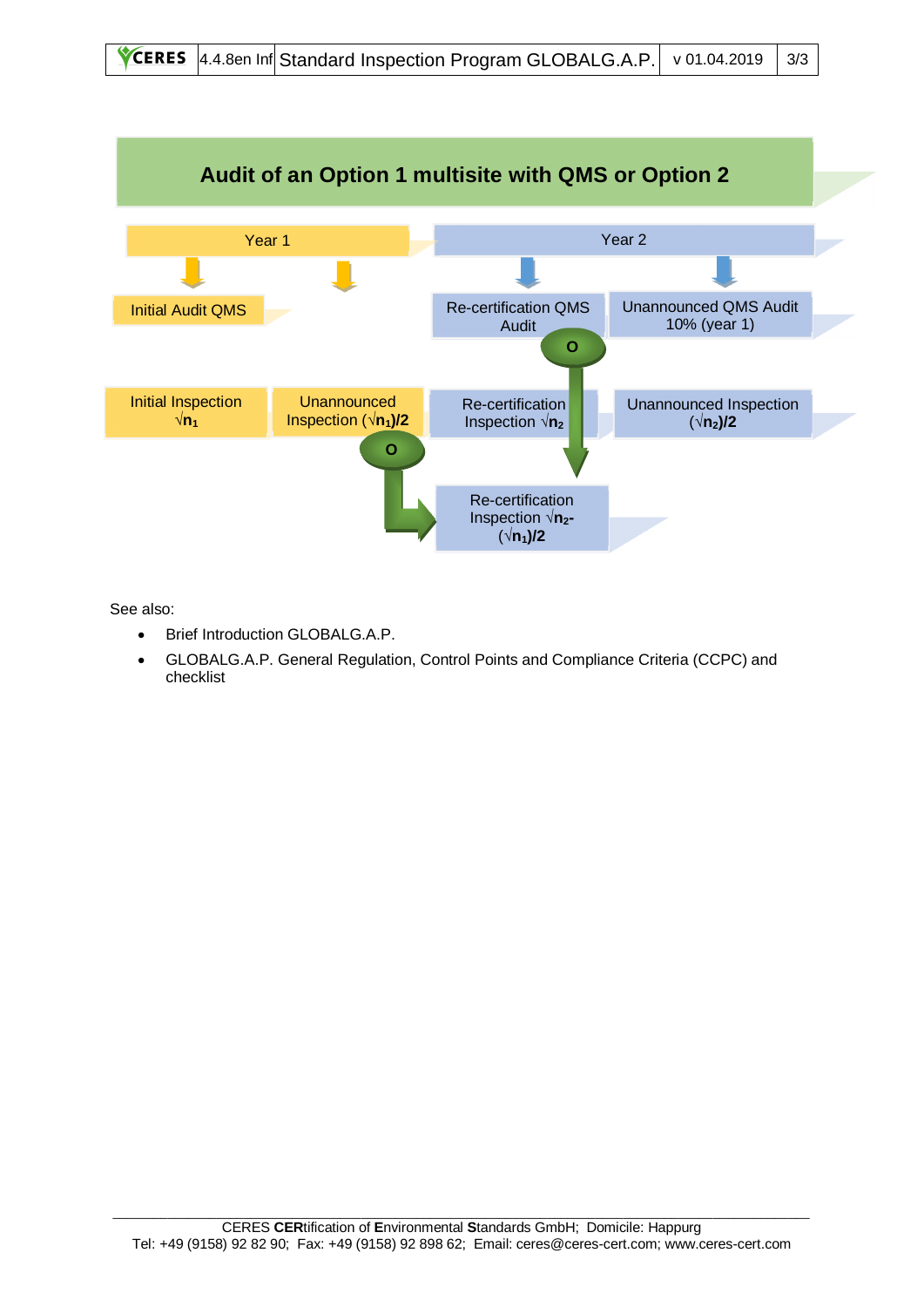## Audit of an Option 1 multisite with QMS or Option 2

Year 1

Year 2

Initial Audit QMS

Re-certification QMS Audit

Unannounced QMS Audit 10% (year 1)

O

Initial Inspection $\sqrt{n_1}$

Unannounced Inspection $(\sqrt{n_1})/2$

Re-certification Inspection $\sqrt{n_2}$

Unannounced Inspection $(\sqrt{n_2})/2$

O

Re-certification Inspection $\sqrt{n_2}$- $(\sqrt{n_1})/2$

See also:

- Brief Introduction GLOBALG.A.P.
- GLOBALG.A.P. General Regulation, Control Points and Compliance Criteria (CCPC) and checklist

CERES **CER**tification of **E**nvironmental **S**tandards GmbH; Domicile: Happurg
Tel: +49 (9158) 92 82 90; Fax: +49 (9158) 92 898 62; Email: ceres@ceres-cert.com; www.ceres-cert.com